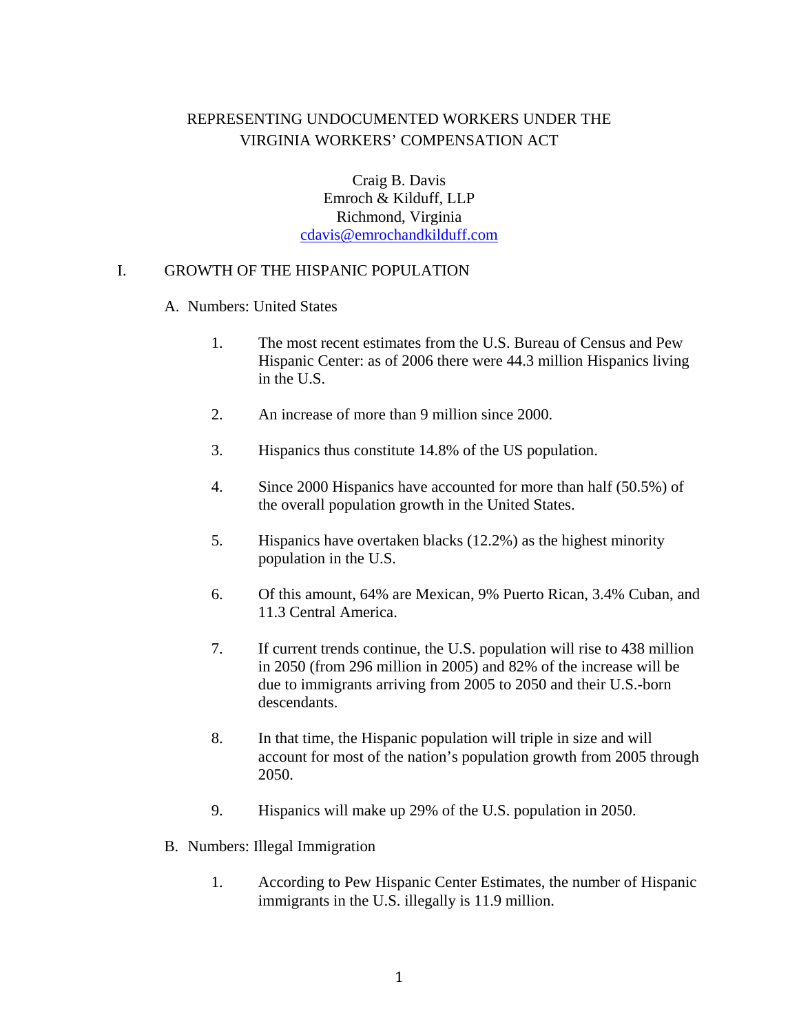# REPRESENTING UNDOCUMENTED WORKERS UNDER THE VIRGINIA WORKERS' COMPENSATION ACT

Craig B. Davis
Emroch & Kilduff, LLP
Richmond, Virginia
cdavis@emrochandkilduff.com

## I. GROWTH OF THE HISPANIC POPULATION

### A. Numbers: United States

1. The most recent estimates from the U.S. Bureau of Census and Pew Hispanic Center: as of 2006 there were 44.3 million Hispanics living in the U.S.

2. An increase of more than 9 million since 2000.

3. Hispanics thus constitute 14.8% of the US population.

4. Since 2000 Hispanics have accounted for more than half (50.5%) of the overall population growth in the United States.

5. Hispanics have overtaken blacks (12.2%) as the highest minority population in the U.S.

6. Of this amount, 64% are Mexican, 9% Puerto Rican, 3.4% Cuban, and 11.3 Central America.

7. If current trends continue, the U.S. population will rise to 438 million in 2050 (from 296 million in 2005) and 82% of the increase will be due to immigrants arriving from 2005 to 2050 and their U.S.-born descendants.

8. In that time, the Hispanic population will triple in size and will account for most of the nation's population growth from 2005 through 2050.

9. Hispanics will make up 29% of the U.S. population in 2050.

### B. Numbers: Illegal Immigration

1. According to Pew Hispanic Center Estimates, the number of Hispanic immigrants in the U.S. illegally is 11.9 million.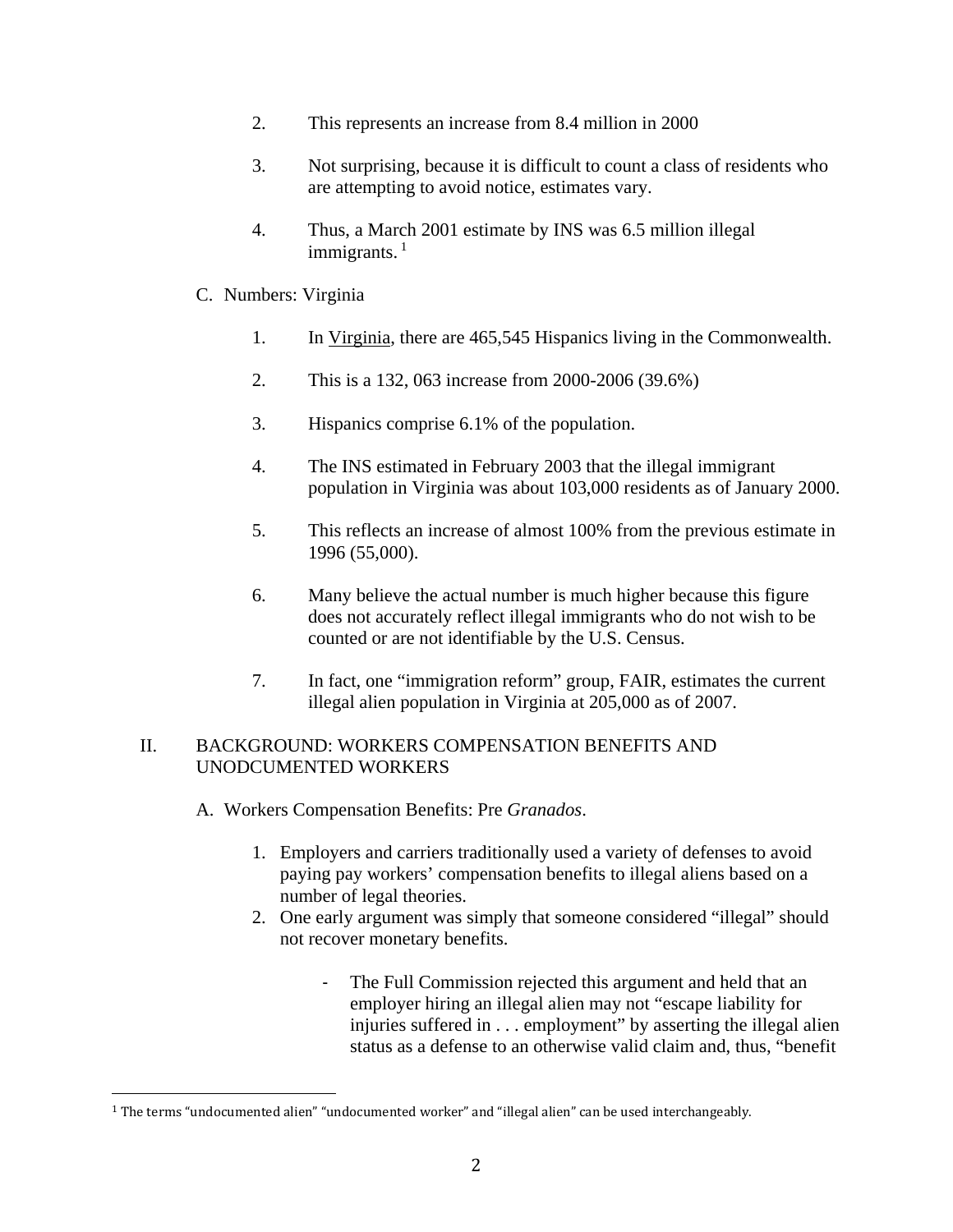2. This represents an increase from 8.4 million in 2000

3. Not surprising, because it is difficult to count a class of residents who are attempting to avoid notice, estimates vary.

4. Thus, a March 2001 estimate by INS was 6.5 million illegal immigrants. [1]

C. Numbers: Virginia

1. In Virginia, there are 465,545 Hispanics living in the Commonwealth.

2. This is a 132, 063 increase from 2000-2006 (39.6%)

3. Hispanics comprise 6.1% of the population.

4. The INS estimated in February 2003 that the illegal immigrant population in Virginia was about 103,000 residents as of January 2000.

5. This reflects an increase of almost 100% from the previous estimate in 1996 (55,000).

6. Many believe the actual number is much higher because this figure does not accurately reflect illegal immigrants who do not wish to be counted or are not identifiable by the U.S. Census.

7. In fact, one "immigration reform" group, FAIR, estimates the current illegal alien population in Virginia at 205,000 as of 2007.

## II. BACKGROUND: WORKERS COMPENSATION BENEFITS AND UNODCUMENTED WORKERS

A. Workers Compensation Benefits: Pre *Granados*.

1. Employers and carriers traditionally used a variety of defenses to avoid paying pay workers' compensation benefits to illegal aliens based on a number of legal theories.
2. One early argument was simply that someone considered "illegal" should not recover monetary benefits.

   - The Full Commission rejected this argument and held that an employer hiring an illegal alien may not "escape liability for injuries suffered in . . . employment" by asserting the illegal alien status as a defense to an otherwise valid claim and, thus, "benefit

[1] The terms "undocumented alien" "undocumented worker" and "illegal alien" can be used interchangeably.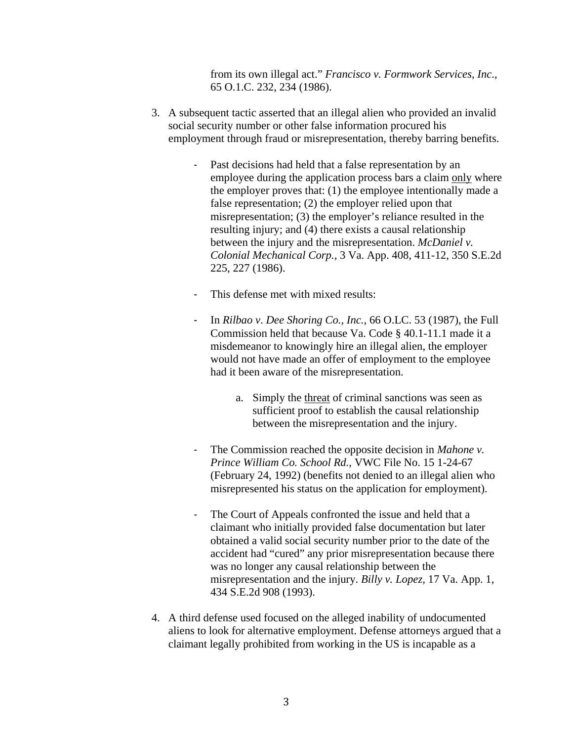from its own illegal act." *Francisco v. Formwork Services, Inc.*, 65 O.1.C. 232, 234 (1986).

3. A subsequent tactic asserted that an illegal alien who provided an invalid social security number or other false information procured his employment through fraud or misrepresentation, thereby barring benefits.

   - Past decisions had held that a false representation by an employee during the application process bars a claim <u>only</u> where the employer proves that: (1) the employee intentionally made a false representation; (2) the employer relied upon that misrepresentation; (3) the employer's reliance resulted in the resulting injury; and (4) there exists a causal relationship between the injury and the misrepresentation. *McDaniel v. Colonial Mechanical Corp.*, 3 Va. App. 408, 411-12, 350 S.E.2d 225, 227 (1986).

   - This defense met with mixed results:

   - In *Rilbao v. Dee Shoring Co., Inc.*, 66 O.LC. 53 (1987), the Full Commission held that because Va. Code § 40.1-11.1 made it a misdemeanor to knowingly hire an illegal alien, the employer would not have made an offer of employment to the employee had it been aware of the misrepresentation.

     a. Simply the <u>threat</u> of criminal sanctions was seen as sufficient proof to establish the causal relationship between the misrepresentation and the injury.

   - The Commission reached the opposite decision in *Mahone v. Prince William Co. School Rd.*, VWC File No. 15 1-24-67 (February 24, 1992) (benefits not denied to an illegal alien who misrepresented his status on the application for employment).

   - The Court of Appeals confronted the issue and held that a claimant who initially provided false documentation but later obtained a valid social security number prior to the date of the accident had "cured" any prior misrepresentation because there was no longer any causal relationship between the misrepresentation and the injury. *Billy v. Lopez*, 17 Va. App. 1, 434 S.E.2d 908 (1993).

4. A third defense used focused on the alleged inability of undocumented aliens to look for alternative employment. Defense attorneys argued that a claimant legally prohibited from working in the US is incapable as a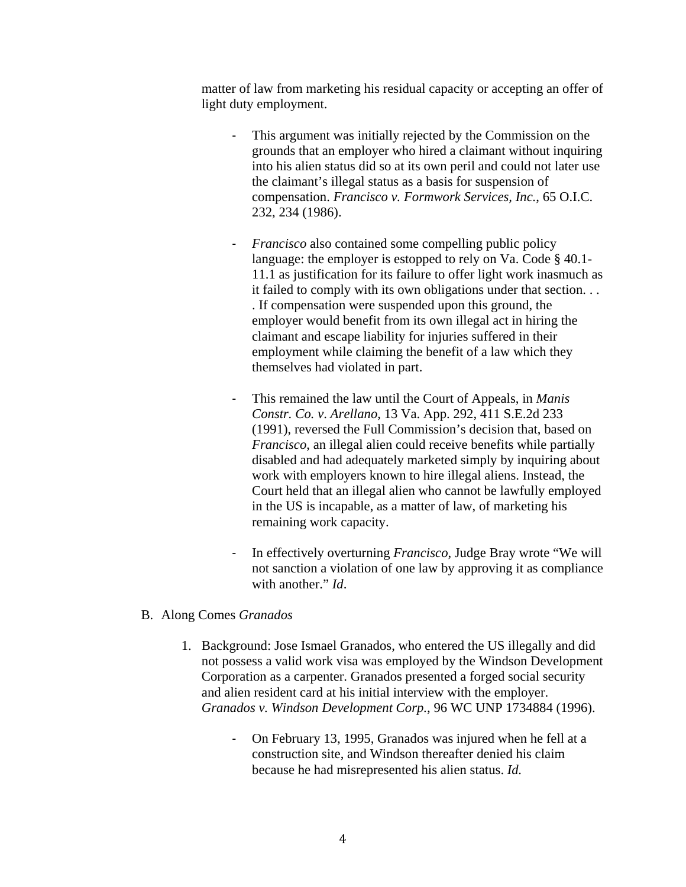matter of law from marketing his residual capacity or accepting an offer of light duty employment.

- This argument was initially rejected by the Commission on the grounds that an employer who hired a claimant without inquiring into his alien status did so at its own peril and could not later use the claimant's illegal status as a basis for suspension of compensation. *Francisco v. Formwork Services, Inc.*, 65 O.I.C. 232, 234 (1986).

- *Francisco* also contained some compelling public policy language: the employer is estopped to rely on Va. Code § 40.1-11.1 as justification for its failure to offer light work inasmuch as it failed to comply with its own obligations under that section. . . . If compensation were suspended upon this ground, the employer would benefit from its own illegal act in hiring the claimant and escape liability for injuries suffered in their employment while claiming the benefit of a law which they themselves had violated in part.

- This remained the law until the Court of Appeals, in *Manis Constr. Co. v. Arellano*, 13 Va. App. 292, 411 S.E.2d 233 (1991), reversed the Full Commission's decision that, based on *Francisco*, an illegal alien could receive benefits while partially disabled and had adequately marketed simply by inquiring about work with employers known to hire illegal aliens. Instead, the Court held that an illegal alien who cannot be lawfully employed in the US is incapable, as a matter of law, of marketing his remaining work capacity.

- In effectively overturning *Francisco*, Judge Bray wrote "We will not sanction a violation of one law by approving it as compliance with another." *Id*.

B. Along Comes *Granados*

1. Background: Jose Ismael Granados, who entered the US illegally and did not possess a valid work visa was employed by the Windson Development Corporation as a carpenter. Granados presented a forged social security and alien resident card at his initial interview with the employer. *Granados v. Windson Development Corp.*, 96 WC UNP 1734884 (1996).

    - On February 13, 1995, Granados was injured when he fell at a construction site, and Windson thereafter denied his claim because he had misrepresented his alien status. *Id.*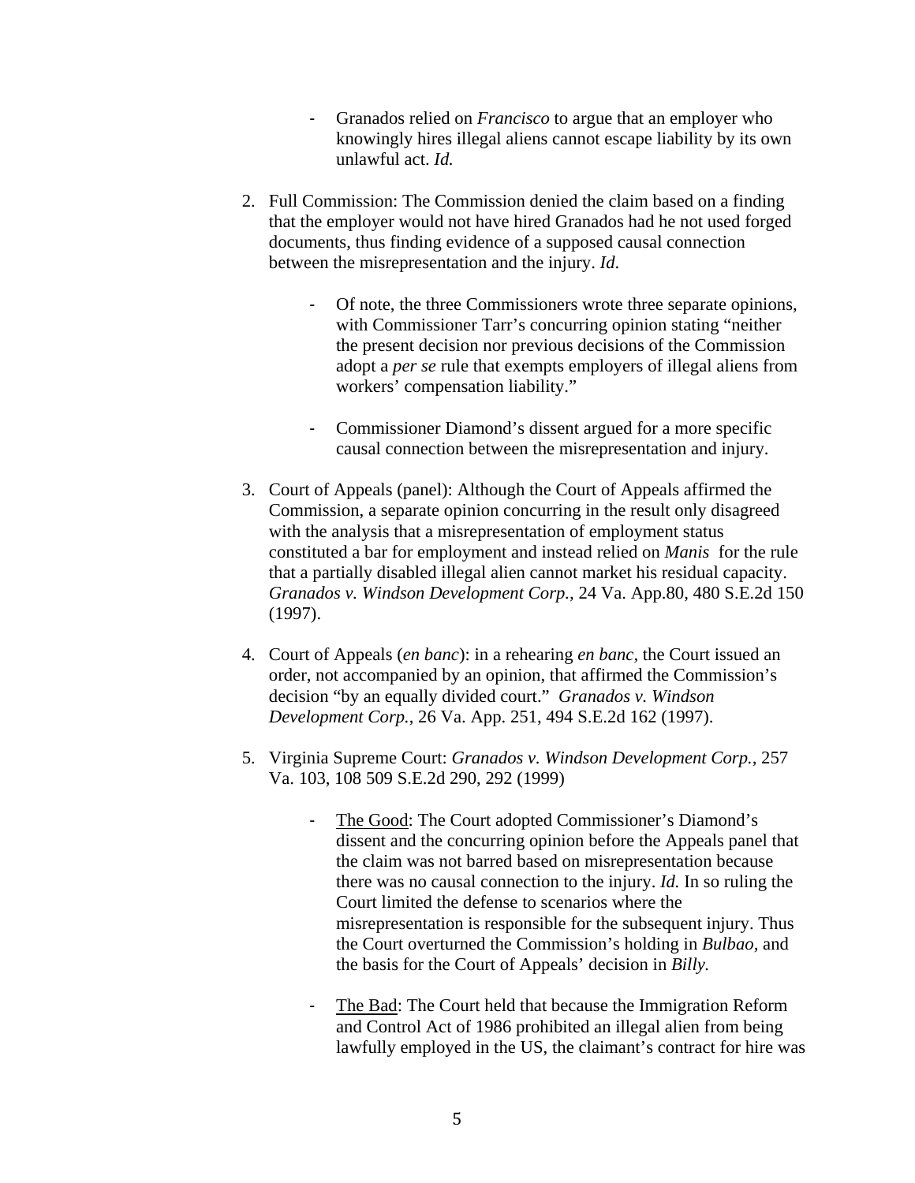- Granados relied on *Francisco* to argue that an employer who knowingly hires illegal aliens cannot escape liability by its own unlawful act. *Id.*

2. Full Commission: The Commission denied the claim based on a finding that the employer would not have hired Granados had he not used forged documents, thus finding evidence of a supposed causal connection between the misrepresentation and the injury. *Id*.

    - Of note, the three Commissioners wrote three separate opinions, with Commissioner Tarr's concurring opinion stating "neither the present decision nor previous decisions of the Commission adopt a *per se* rule that exempts employers of illegal aliens from workers' compensation liability."

    - Commissioner Diamond's dissent argued for a more specific causal connection between the misrepresentation and injury.

3. Court of Appeals (panel): Although the Court of Appeals affirmed the Commission, a separate opinion concurring in the result only disagreed with the analysis that a misrepresentation of employment status constituted a bar for employment and instead relied on *Manis* for the rule that a partially disabled illegal alien cannot market his residual capacity. *Granados v. Windson Development Corp.,* 24 Va. App.80, 480 S.E.2d 150 (1997).

4. Court of Appeals (*en banc*): in a rehearing *en banc*, the Court issued an order, not accompanied by an opinion, that affirmed the Commission's decision "by an equally divided court." *Granados v. Windson Development Corp.*, 26 Va. App. 251, 494 S.E.2d 162 (1997).

5. Virginia Supreme Court: *Granados v. Windson Development Corp.*, 257 Va. 103, 108 509 S.E.2d 290, 292 (1999)

    - <u>The Good</u>: The Court adopted Commissioner's Diamond's dissent and the concurring opinion before the Appeals panel that the claim was not barred based on misrepresentation because there was no causal connection to the injury. *Id.* In so ruling the Court limited the defense to scenarios where the misrepresentation is responsible for the subsequent injury. Thus the Court overturned the Commission's holding in *Bulbao,* and the basis for the Court of Appeals' decision in *Billy.*

    - <u>The Bad</u>: The Court held that because the Immigration Reform and Control Act of 1986 prohibited an illegal alien from being lawfully employed in the US, the claimant's contract for hire was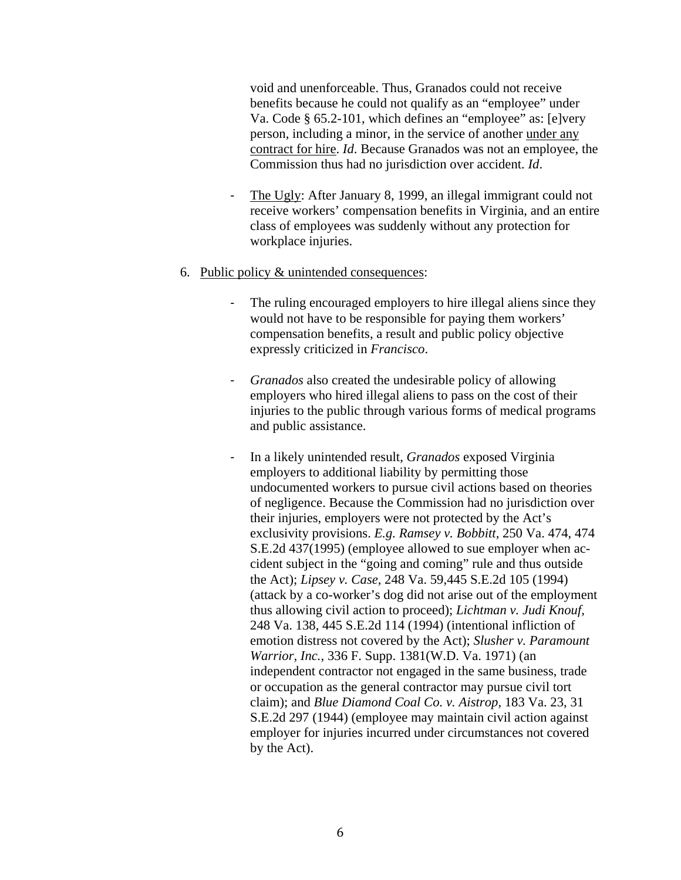void and unenforceable. Thus, Granados could not receive benefits because he could not qualify as an "employee" under Va. Code § 65.2-101, which defines an "employee" as: [e]very person, including a minor, in the service of another <u>under any contract for hire</u>. *Id*. Because Granados was not an employee, the Commission thus had no jurisdiction over accident. *Id*.

- <u>The Ugly</u>: After January 8, 1999, an illegal immigrant could not receive workers' compensation benefits in Virginia, and an entire class of employees was suddenly without any protection for workplace injuries.

6. <u>Public policy & unintended consequences</u>:

   - The ruling encouraged employers to hire illegal aliens since they would not have to be responsible for paying them workers' compensation benefits, a result and public policy objective expressly criticized in *Francisco*.

   - *Granados* also created the undesirable policy of allowing employers who hired illegal aliens to pass on the cost of their injuries to the public through various forms of medical programs and public assistance.

   - In a likely unintended result, *Granados* exposed Virginia employers to additional liability by permitting those undocumented workers to pursue civil actions based on theories of negligence. Because the Commission had no jurisdiction over their injuries, employers were not protected by the Act's exclusivity provisions. *E.g. Ramsey v. Bobbitt,* 250 Va. 474, 474 S.E.2d 437(1995) (employee allowed to sue employer when accident subject in the "going and coming" rule and thus outside the Act); *Lipsey v. Case*, 248 Va. 59,445 S.E.2d 105 (1994) (attack by a co-worker's dog did not arise out of the employment thus allowing civil action to proceed); *Lichtman v. Judi Knouf,* 248 Va. 138, 445 S.E.2d 114 (1994) (intentional infliction of emotion distress not covered by the Act); *Slusher v. Paramount Warrior, Inc.,* 336 F. Supp. 1381(W.D. Va. 1971) (an independent contractor not engaged in the same business, trade or occupation as the general contractor may pursue civil tort claim); and *Blue Diamond Coal Co. v. Aistrop*, 183 Va. 23, 31 S.E.2d 297 (1944) (employee may maintain civil action against employer for injuries incurred under circumstances not covered by the Act).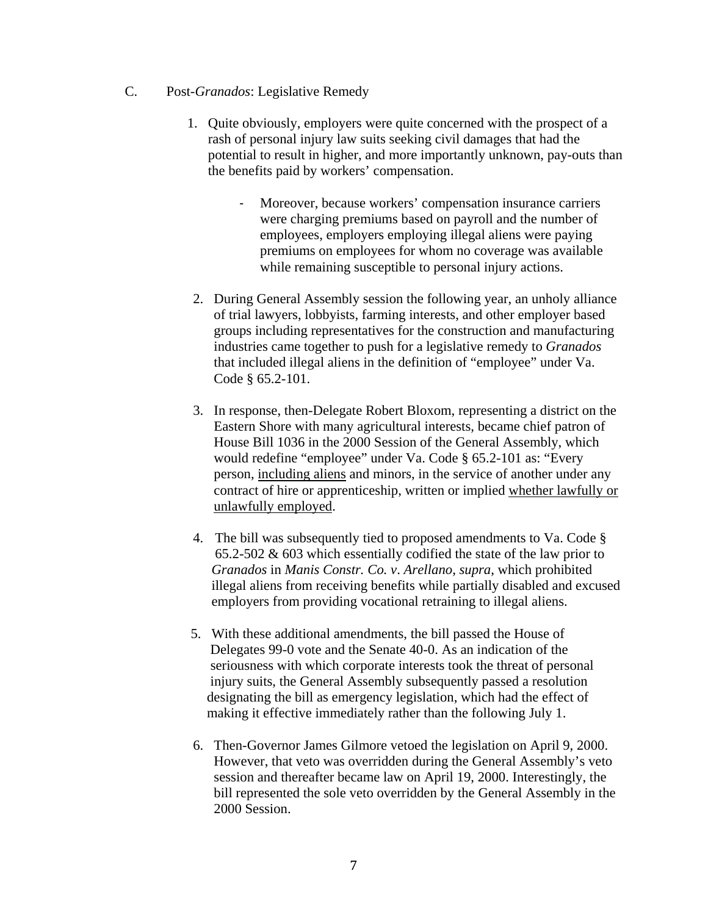C. Post-*Granados*: Legislative Remedy

1. Quite obviously, employers were quite concerned with the prospect of a rash of personal injury law suits seeking civil damages that had the potential to result in higher, and more importantly unknown, pay-outs than the benefits paid by workers' compensation.

    - Moreover, because workers' compensation insurance carriers were charging premiums based on payroll and the number of employees, employers employing illegal aliens were paying premiums on employees for whom no coverage was available while remaining susceptible to personal injury actions.

2. During General Assembly session the following year, an unholy alliance of trial lawyers, lobbyists, farming interests, and other employer based groups including representatives for the construction and manufacturing industries came together to push for a legislative remedy to *Granados* that included illegal aliens in the definition of "employee" under Va. Code § 65.2-101.

3. In response, then-Delegate Robert Bloxom, representing a district on the Eastern Shore with many agricultural interests, became chief patron of House Bill 1036 in the 2000 Session of the General Assembly, which would redefine "employee" under Va. Code § 65.2-101 as: "Every person, <u>including aliens</u> and minors, in the service of another under any contract of hire or apprenticeship, written or implied <u>whether lawfully or unlawfully employed</u>.

4. The bill was subsequently tied to proposed amendments to Va. Code § 65.2-502 & 603 which essentially codified the state of the law prior to *Granados* in *Manis Constr. Co. v. Arellano*, *supra*, which prohibited illegal aliens from receiving benefits while partially disabled and excused employers from providing vocational retraining to illegal aliens.

5. With these additional amendments, the bill passed the House of Delegates 99-0 vote and the Senate 40-0. As an indication of the seriousness with which corporate interests took the threat of personal injury suits, the General Assembly subsequently passed a resolution designating the bill as emergency legislation, which had the effect of making it effective immediately rather than the following July 1.

6. Then-Governor James Gilmore vetoed the legislation on April 9, 2000. However, that veto was overridden during the General Assembly's veto session and thereafter became law on April 19, 2000. Interestingly, the bill represented the sole veto overridden by the General Assembly in the 2000 Session.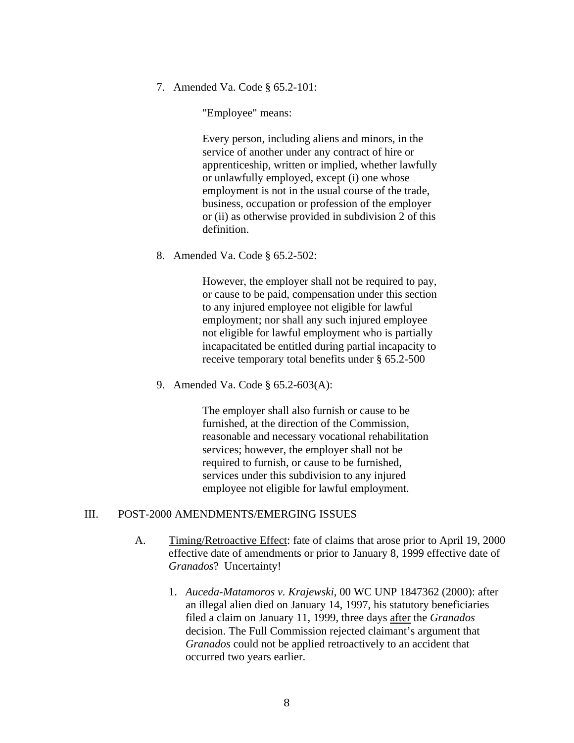7. Amended Va. Code § 65.2-101:

   > "Employee" means:
   >
   > Every person, including aliens and minors, in the service of another under any contract of hire or apprenticeship, written or implied, whether lawfully or unlawfully employed, except (i) one whose employment is not in the usual course of the trade, business, occupation or profession of the employer or (ii) as otherwise provided in subdivision 2 of this definition.

8. Amended Va. Code § 65.2-502:

   > However, the employer shall not be required to pay, or cause to be paid, compensation under this section to any injured employee not eligible for lawful employment; nor shall any such injured employee not eligible for lawful employment who is partially incapacitated be entitled during partial incapacity to receive temporary total benefits under § 65.2-500

9. Amended Va. Code § 65.2-603(A):

   > The employer shall also furnish or cause to be furnished, at the direction of the Commission, reasonable and necessary vocational rehabilitation services; however, the employer shall not be required to furnish, or cause to be furnished, services under this subdivision to any injured employee not eligible for lawful employment.

## III. POST-2000 AMENDMENTS/EMERGING ISSUES

A. <u>Timing/Retroactive Effect</u>: fate of claims that arose prior to April 19, 2000 effective date of amendments or prior to January 8, 1999 effective date of *Granados*? Uncertainty!

   1. *Auceda-Matamoros v. Krajewski*, 00 WC UNP 1847362 (2000): after an illegal alien died on January 14, 1997, his statutory beneficiaries filed a claim on January 11, 1999, three days <u>after</u> the *Granados* decision. The Full Commission rejected claimant's argument that *Granados* could not be applied retroactively to an accident that occurred two years earlier.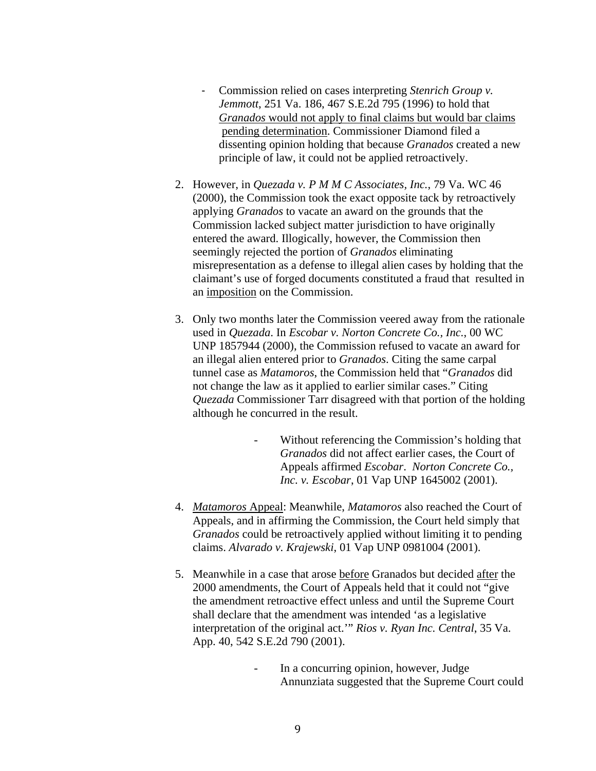- Commission relied on cases interpreting *Stenrich Group v. Jemmott*, 251 Va. 186, 467 S.E.2d 795 (1996) to hold that <u>*Granados* would not apply to final claims but would bar claims pending determination</u>. Commissioner Diamond filed a dissenting opinion holding that because *Granados* created a new principle of law, it could not be applied retroactively.

2. However, in *Quezada v. P M M C Associates, Inc.*, 79 Va. WC 46 (2000), the Commission took the exact opposite tack by retroactively applying *Granados* to vacate an award on the grounds that the Commission lacked subject matter jurisdiction to have originally entered the award. Illogically, however, the Commission then seemingly rejected the portion of *Granados* eliminating misrepresentation as a defense to illegal alien cases by holding that the claimant's use of forged documents constituted a fraud that resulted in an <u>imposition</u> on the Commission.

3. Only two months later the Commission veered away from the rationale used in *Quezada*. In *Escobar v. Norton Concrete Co., Inc.*, 00 WC UNP 1857944 (2000), the Commission refused to vacate an award for an illegal alien entered prior to *Granados*. Citing the same carpal tunnel case as *Matamoros*, the Commission held that "*Granados* did not change the law as it applied to earlier similar cases." Citing *Quezada* Commissioner Tarr disagreed with that portion of the holding although he concurred in the result.

    - Without referencing the Commission's holding that *Granados* did not affect earlier cases, the Court of Appeals affirmed *Escobar*. *Norton Concrete Co., Inc. v. Escobar*, 01 Vap UNP 1645002 (2001).

4. <u>*Matamoros* Appeal</u>: Meanwhile, *Matamoros* also reached the Court of Appeals, and in affirming the Commission, the Court held simply that *Granados* could be retroactively applied without limiting it to pending claims. *Alvarado v. Krajewski*, 01 Vap UNP 0981004 (2001).

5. Meanwhile in a case that arose <u>before</u> Granados but decided <u>after</u> the 2000 amendments, the Court of Appeals held that it could not "give the amendment retroactive effect unless and until the Supreme Court shall declare that the amendment was intended 'as a legislative interpretation of the original act.'" *Rios v. Ryan Inc. Central*, 35 Va. App. 40, 542 S.E.2d 790 (2001).

    - In a concurring opinion, however, Judge Annunziata suggested that the Supreme Court could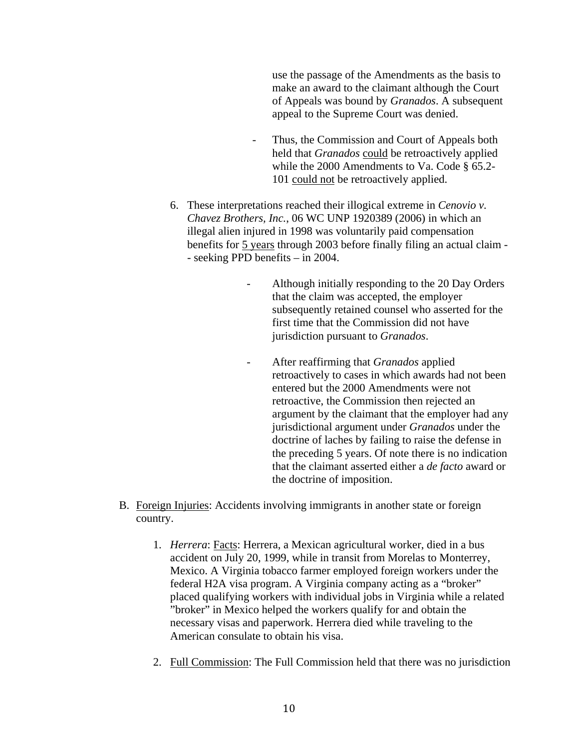use the passage of the Amendments as the basis to make an award to the claimant although the Court of Appeals was bound by *Granados*. A subsequent appeal to the Supreme Court was denied.

  - Thus, the Commission and Court of Appeals both held that *Granados* <u>could</u> be retroactively applied while the 2000 Amendments to Va. Code § 65.2-101 <u>could not</u> be retroactively applied.

6. These interpretations reached their illogical extreme in *Cenovio v. Chavez Brothers, Inc.*, 06 WC UNP 1920389 (2006) in which an illegal alien injured in 1998 was voluntarily paid compensation benefits for <u>5 years</u> through 2003 before finally filing an actual claim -- seeking PPD benefits – in 2004.

   - Although initially responding to the 20 Day Orders that the claim was accepted, the employer subsequently retained counsel who asserted for the first time that the Commission did not have jurisdiction pursuant to *Granados*.

   - After reaffirming that *Granados* applied retroactively to cases in which awards had not been entered but the 2000 Amendments were not retroactive, the Commission then rejected an argument by the claimant that the employer had any jurisdictional argument under *Granados* under the doctrine of laches by failing to raise the defense in the preceding 5 years. Of note there is no indication that the claimant asserted either a *de facto* award or the doctrine of imposition.

B. <u>Foreign Injuries</u>: Accidents involving immigrants in another state or foreign country.

   1. *Herrera*: <u>Facts</u>: Herrera, a Mexican agricultural worker, died in a bus accident on July 20, 1999, while in transit from Morelas to Monterrey, Mexico. A Virginia tobacco farmer employed foreign workers under the federal H2A visa program. A Virginia company acting as a "broker" placed qualifying workers with individual jobs in Virginia while a related "broker" in Mexico helped the workers qualify for and obtain the necessary visas and paperwork. Herrera died while traveling to the American consulate to obtain his visa.

   2. <u>Full Commission</u>: The Full Commission held that there was no jurisdiction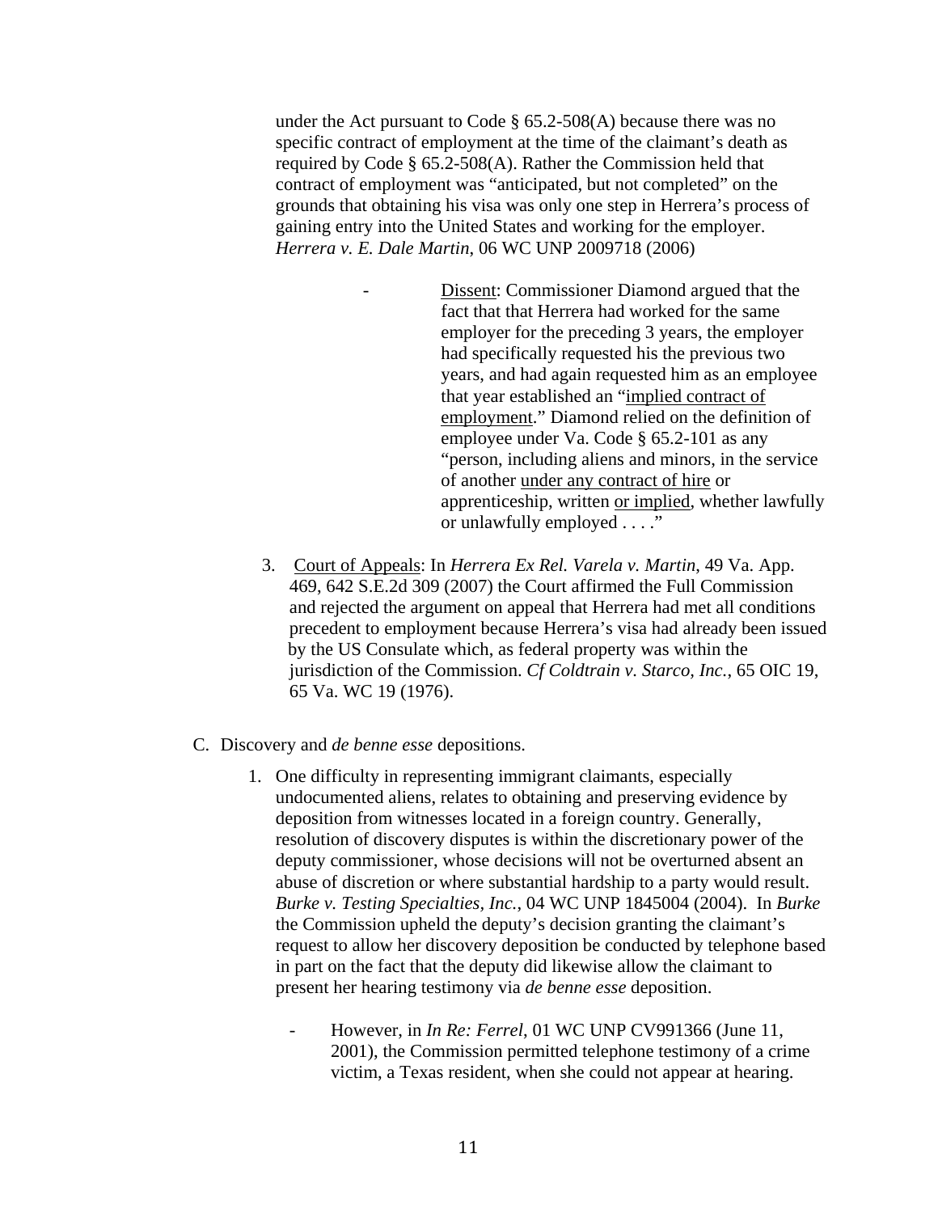under the Act pursuant to Code § 65.2-508(A) because there was no specific contract of employment at the time of the claimant's death as required by Code § 65.2-508(A). Rather the Commission held that contract of employment was "anticipated, but not completed" on the grounds that obtaining his visa was only one step in Herrera's process of gaining entry into the United States and working for the employer. *Herrera v. E. Dale Martin*, 06 WC UNP 2009718 (2006)

- Dissent: Commissioner Diamond argued that the fact that that Herrera had worked for the same employer for the preceding 3 years, the employer had specifically requested his the previous two years, and had again requested him as an employee that year established an "implied contract of employment." Diamond relied on the definition of employee under Va. Code § 65.2-101 as any "person, including aliens and minors, in the service of another under any contract of hire or apprenticeship, written or implied, whether lawfully or unlawfully employed . . . ."

3. Court of Appeals: In *Herrera Ex Rel. Varela v. Martin*, 49 Va. App. 469, 642 S.E.2d 309 (2007) the Court affirmed the Full Commission and rejected the argument on appeal that Herrera had met all conditions precedent to employment because Herrera's visa had already been issued by the US Consulate which, as federal property was within the jurisdiction of the Commission. *Cf Coldtrain v. Starco, Inc.*, 65 OIC 19, 65 Va. WC 19 (1976).

C. Discovery and *de benne esse* depositions.

1. One difficulty in representing immigrant claimants, especially undocumented aliens, relates to obtaining and preserving evidence by deposition from witnesses located in a foreign country. Generally, resolution of discovery disputes is within the discretionary power of the deputy commissioner, whose decisions will not be overturned absent an abuse of discretion or where substantial hardship to a party would result. *Burke v. Testing Specialties, Inc.*, 04 WC UNP 1845004 (2004). In *Burke* the Commission upheld the deputy's decision granting the claimant's request to allow her discovery deposition be conducted by telephone based in part on the fact that the deputy did likewise allow the claimant to present her hearing testimony via *de benne esse* deposition.

   - However, in *In Re: Ferrel*, 01 WC UNP CV991366 (June 11, 2001), the Commission permitted telephone testimony of a crime victim, a Texas resident, when she could not appear at hearing.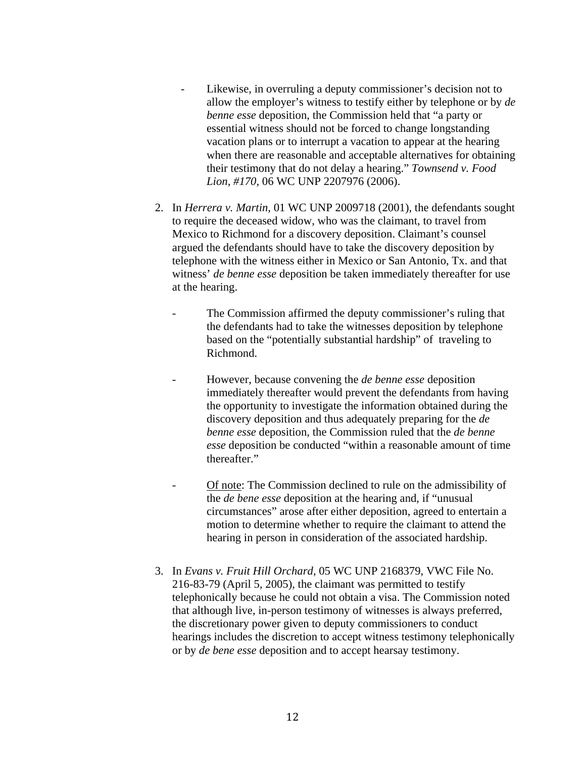- Likewise, in overruling a deputy commissioner's decision not to allow the employer's witness to testify either by telephone or by *de benne esse* deposition, the Commission held that "a party or essential witness should not be forced to change longstanding vacation plans or to interrupt a vacation to appear at the hearing when there are reasonable and acceptable alternatives for obtaining their testimony that do not delay a hearing." *Townsend v. Food Lion, #170*, 06 WC UNP 2207976 (2006).

2. In *Herrera v. Martin*, 01 WC UNP 2009718 (2001), the defendants sought to require the deceased widow, who was the claimant, to travel from Mexico to Richmond for a discovery deposition. Claimant's counsel argued the defendants should have to take the discovery deposition by telephone with the witness either in Mexico or San Antonio, Tx. and that witness' *de benne esse* deposition be taken immediately thereafter for use at the hearing.

   - The Commission affirmed the deputy commissioner's ruling that the defendants had to take the witnesses deposition by telephone based on the "potentially substantial hardship" of traveling to Richmond.

   - However, because convening the *de benne esse* deposition immediately thereafter would prevent the defendants from having the opportunity to investigate the information obtained during the discovery deposition and thus adequately preparing for the *de benne esse* deposition, the Commission ruled that the *de benne esse* deposition be conducted "within a reasonable amount of time thereafter."

   - <u>Of note</u>: The Commission declined to rule on the admissibility of the *de bene esse* deposition at the hearing and, if "unusual circumstances" arose after either deposition, agreed to entertain a motion to determine whether to require the claimant to attend the hearing in person in consideration of the associated hardship.

3. In *Evans v. Fruit Hill Orchard*, 05 WC UNP 2168379, VWC File No. 216-83-79 (April 5, 2005), the claimant was permitted to testify telephonically because he could not obtain a visa. The Commission noted that although live, in-person testimony of witnesses is always preferred, the discretionary power given to deputy commissioners to conduct hearings includes the discretion to accept witness testimony telephonically or by *de bene esse* deposition and to accept hearsay testimony.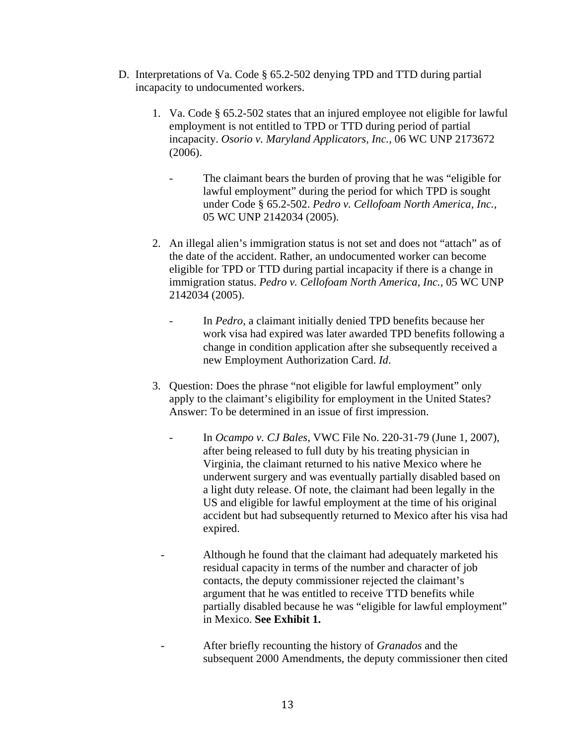D. Interpretations of Va. Code § 65.2-502 denying TPD and TTD during partial incapacity to undocumented workers.

1. Va. Code § 65.2-502 states that an injured employee not eligible for lawful employment is not entitled to TPD or TTD during period of partial incapacity. *Osorio v. Maryland Applicators, Inc.*, 06 WC UNP 2173672 (2006).

   - The claimant bears the burden of proving that he was "eligible for lawful employment" during the period for which TPD is sought under Code § 65.2-502. *Pedro v. Cellofoam North America, Inc.*, 05 WC UNP 2142034 (2005).

2. An illegal alien's immigration status is not set and does not "attach" as of the date of the accident. Rather, an undocumented worker can become eligible for TPD or TTD during partial incapacity if there is a change in immigration status. *Pedro v. Cellofoam North America, Inc.*, 05 WC UNP 2142034 (2005).

   - In *Pedro*, a claimant initially denied TPD benefits because her work visa had expired was later awarded TPD benefits following a change in condition application after she subsequently received a new Employment Authorization Card. *Id*.

3. Question: Does the phrase "not eligible for lawful employment" only apply to the claimant's eligibility for employment in the United States? Answer: To be determined in an issue of first impression.

   - In *Ocampo v. CJ Bales*, VWC File No. 220-31-79 (June 1, 2007), after being released to full duty by his treating physician in Virginia, the claimant returned to his native Mexico where he underwent surgery and was eventually partially disabled based on a light duty release. Of note, the claimant had been legally in the US and eligible for lawful employment at the time of his original accident but had subsequently returned to Mexico after his visa had expired.

   - Although he found that the claimant had adequately marketed his residual capacity in terms of the number and character of job contacts, the deputy commissioner rejected the claimant's argument that he was entitled to receive TTD benefits while partially disabled because he was "eligible for lawful employment" in Mexico. **See Exhibit 1.**

   - After briefly recounting the history of *Granados* and the subsequent 2000 Amendments, the deputy commissioner then cited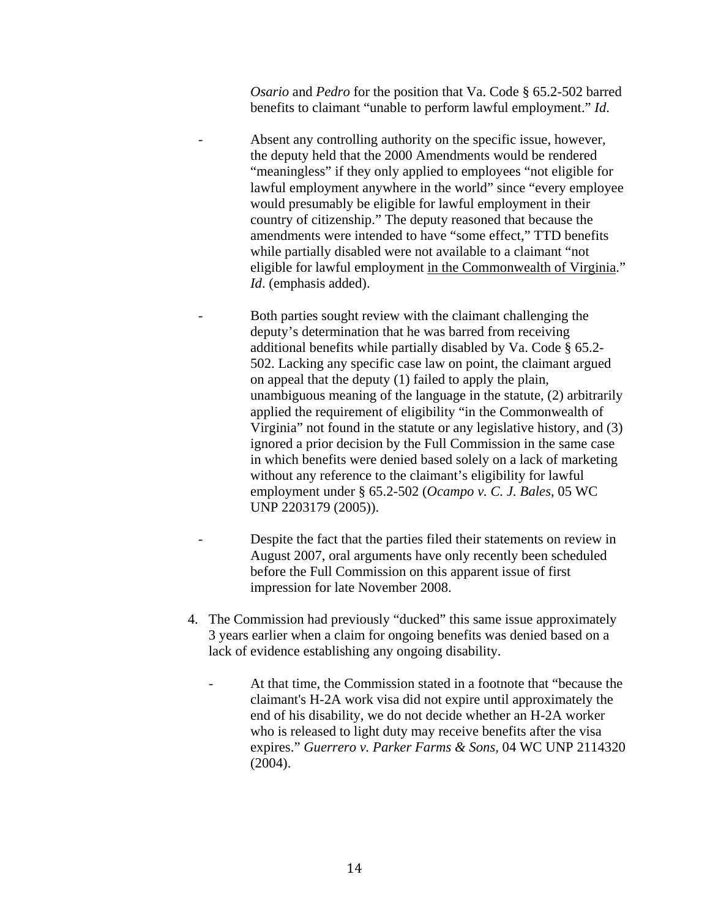*Osario* and *Pedro* for the position that Va. Code § 65.2-502 barred benefits to claimant "unable to perform lawful employment." *Id*.

- Absent any controlling authority on the specific issue, however, the deputy held that the 2000 Amendments would be rendered "meaningless" if they only applied to employees "not eligible for lawful employment anywhere in the world" since "every employee would presumably be eligible for lawful employment in their country of citizenship." The deputy reasoned that because the amendments were intended to have "some effect," TTD benefits while partially disabled were not available to a claimant "not eligible for lawful employment <u>in the Commonwealth of Virginia</u>." *Id*. (emphasis added).

- Both parties sought review with the claimant challenging the deputy's determination that he was barred from receiving additional benefits while partially disabled by Va. Code § 65.2-502. Lacking any specific case law on point, the claimant argued on appeal that the deputy (1) failed to apply the plain, unambiguous meaning of the language in the statute, (2) arbitrarily applied the requirement of eligibility "in the Commonwealth of Virginia" not found in the statute or any legislative history, and (3) ignored a prior decision by the Full Commission in the same case in which benefits were denied based solely on a lack of marketing without any reference to the claimant's eligibility for lawful employment under § 65.2-502 (*Ocampo v. C. J. Bales*, 05 WC UNP 2203179 (2005)).

- Despite the fact that the parties filed their statements on review in August 2007, oral arguments have only recently been scheduled before the Full Commission on this apparent issue of first impression for late November 2008.

4. The Commission had previously "ducked" this same issue approximately 3 years earlier when a claim for ongoing benefits was denied based on a lack of evidence establishing any ongoing disability.

   - At that time, the Commission stated in a footnote that "because the claimant's H-2A work visa did not expire until approximately the end of his disability, we do not decide whether an H-2A worker who is released to light duty may receive benefits after the visa expires." *Guerrero v. Parker Farms & Sons*, 04 WC UNP 2114320 (2004).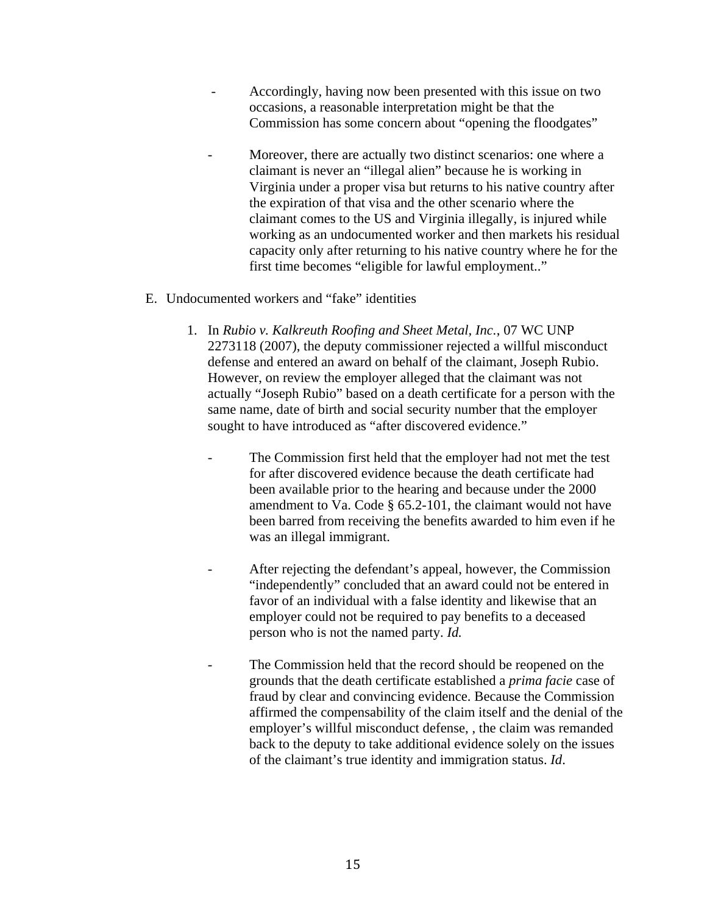- Accordingly, having now been presented with this issue on two occasions, a reasonable interpretation might be that the Commission has some concern about "opening the floodgates"

- Moreover, there are actually two distinct scenarios: one where a claimant is never an "illegal alien" because he is working in Virginia under a proper visa but returns to his native country after the expiration of that visa and the other scenario where the claimant comes to the US and Virginia illegally, is injured while working as an undocumented worker and then markets his residual capacity only after returning to his native country where he for the first time becomes "eligible for lawful employment.."

E. Undocumented workers and "fake" identities

1. In *Rubio v. Kalkreuth Roofing and Sheet Metal, Inc.*, 07 WC UNP 2273118 (2007), the deputy commissioner rejected a willful misconduct defense and entered an award on behalf of the claimant, Joseph Rubio. However, on review the employer alleged that the claimant was not actually "Joseph Rubio" based on a death certificate for a person with the same name, date of birth and social security number that the employer sought to have introduced as "after discovered evidence."

   - The Commission first held that the employer had not met the test for after discovered evidence because the death certificate had been available prior to the hearing and because under the 2000 amendment to Va. Code § 65.2-101, the claimant would not have been barred from receiving the benefits awarded to him even if he was an illegal immigrant.

   - After rejecting the defendant's appeal, however, the Commission "independently" concluded that an award could not be entered in favor of an individual with a false identity and likewise that an employer could not be required to pay benefits to a deceased person who is not the named party. *Id.*

   - The Commission held that the record should be reopened on the grounds that the death certificate established a *prima facie* case of fraud by clear and convincing evidence. Because the Commission affirmed the compensability of the claim itself and the denial of the employer's willful misconduct defense, , the claim was remanded back to the deputy to take additional evidence solely on the issues of the claimant's true identity and immigration status. *Id*.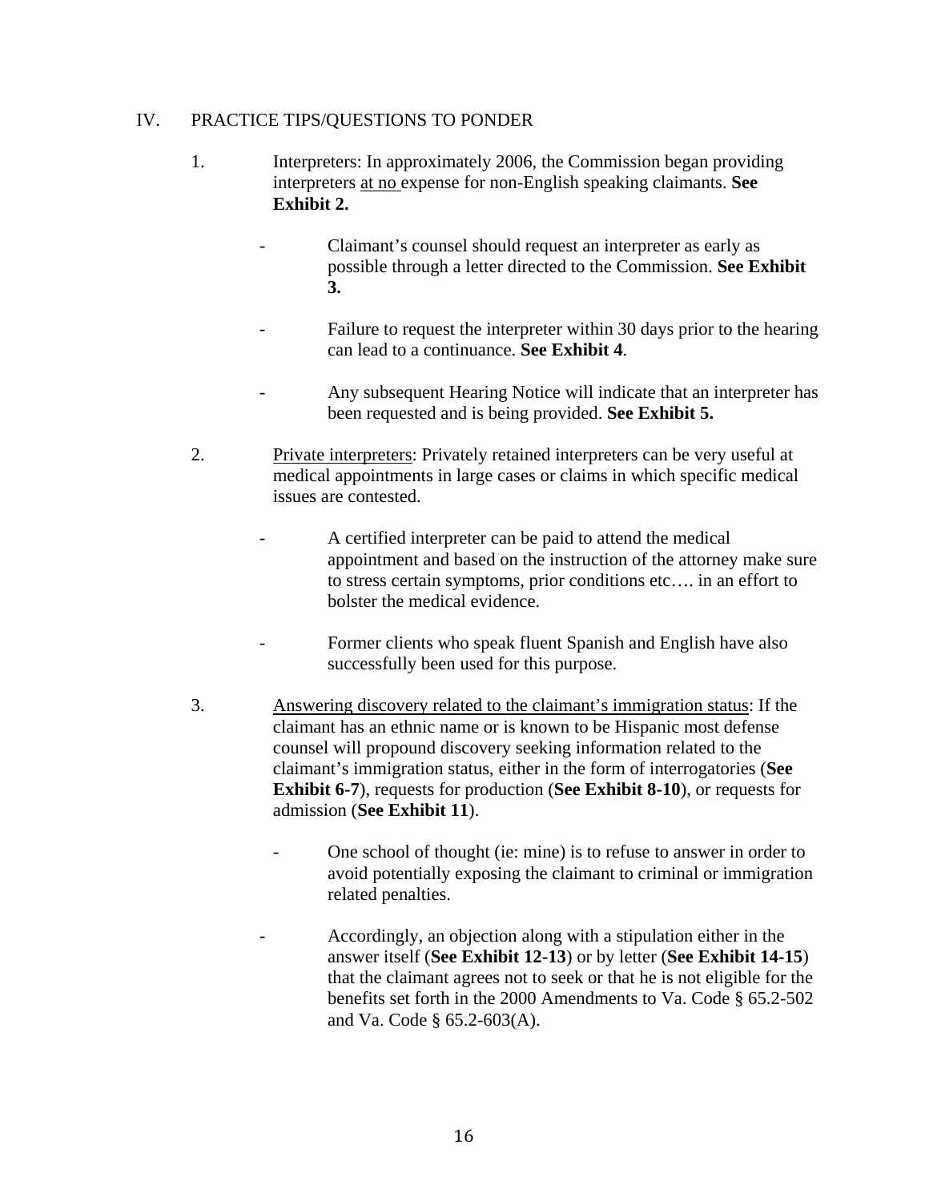## IV. PRACTICE TIPS/QUESTIONS TO PONDER

1. Interpreters: In approximately 2006, the Commission began providing interpreters at no expense for non-English speaking claimants. **See Exhibit 2.**

   - Claimant's counsel should request an interpreter as early as possible through a letter directed to the Commission. **See Exhibit 3.**

   - Failure to request the interpreter within 30 days prior to the hearing can lead to a continuance. **See Exhibit 4**.

   - Any subsequent Hearing Notice will indicate that an interpreter has been requested and is being provided. **See Exhibit 5.**

2. Private interpreters: Privately retained interpreters can be very useful at medical appointments in large cases or claims in which specific medical issues are contested.

   - A certified interpreter can be paid to attend the medical appointment and based on the instruction of the attorney make sure to stress certain symptoms, prior conditions etc…. in an effort to bolster the medical evidence.

   - Former clients who speak fluent Spanish and English have also successfully been used for this purpose.

3. Answering discovery related to the claimant's immigration status: If the claimant has an ethnic name or is known to be Hispanic most defense counsel will propound discovery seeking information related to the claimant's immigration status, either in the form of interrogatories (**See Exhibit 6-7**), requests for production (**See Exhibit 8-10**), or requests for admission (**See Exhibit 11**).

   - One school of thought (ie: mine) is to refuse to answer in order to avoid potentially exposing the claimant to criminal or immigration related penalties.

   - Accordingly, an objection along with a stipulation either in the answer itself (**See Exhibit 12-13**) or by letter (**See Exhibit 14-15**) that the claimant agrees not to seek or that he is not eligible for the benefits set forth in the 2000 Amendments to Va. Code § 65.2-502 and Va. Code § 65.2-603(A).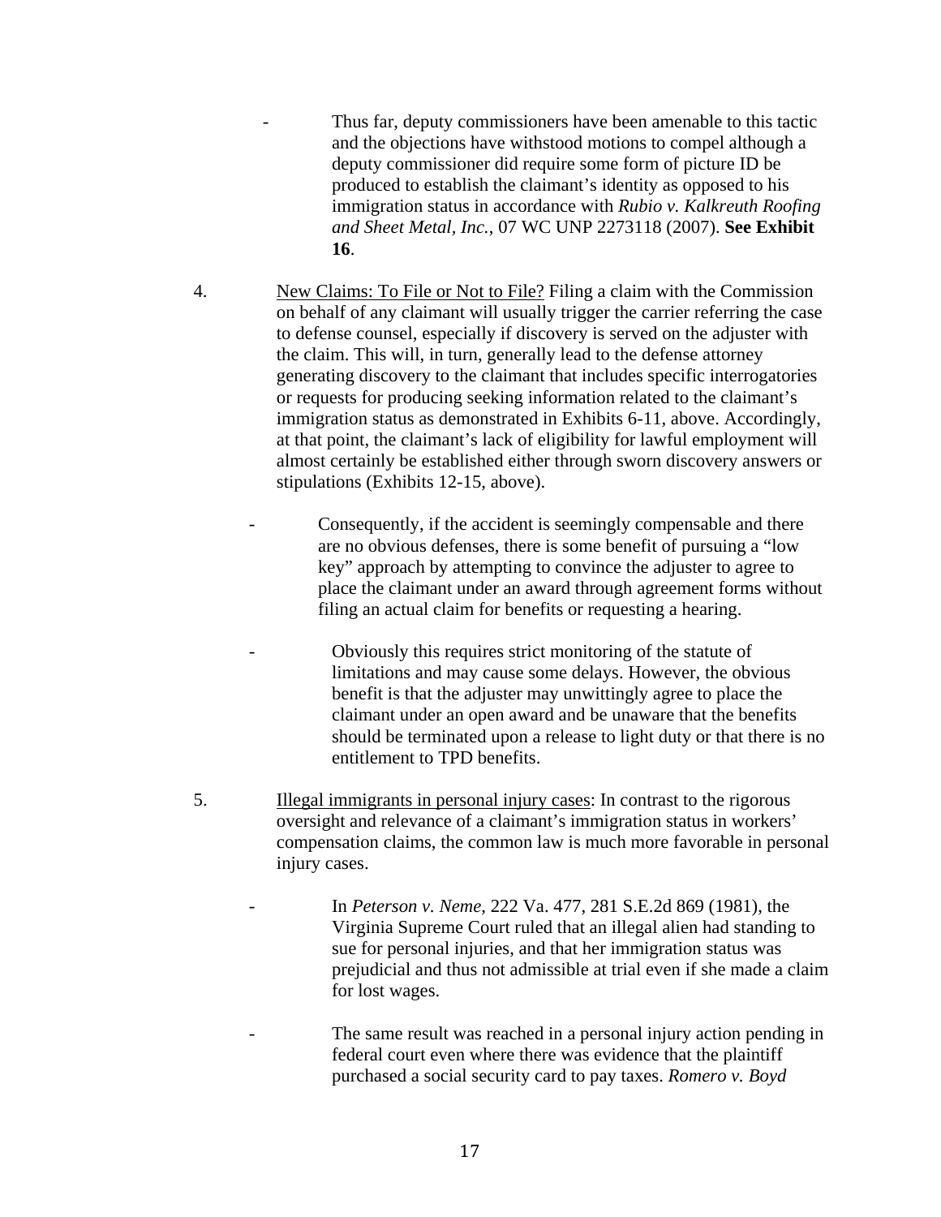- Thus far, deputy commissioners have been amenable to this tactic and the objections have withstood motions to compel although a deputy commissioner did require some form of picture ID be produced to establish the claimant's identity as opposed to his immigration status in accordance with *Rubio v. Kalkreuth Roofing and Sheet Metal, Inc.*, 07 WC UNP 2273118 (2007). **See Exhibit 16**.

4. <u>New Claims: To File or Not to File?</u> Filing a claim with the Commission on behalf of any claimant will usually trigger the carrier referring the case to defense counsel, especially if discovery is served on the adjuster with the claim. This will, in turn, generally lead to the defense attorney generating discovery to the claimant that includes specific interrogatories or requests for producing seeking information related to the claimant's immigration status as demonstrated in Exhibits 6-11, above. Accordingly, at that point, the claimant's lack of eligibility for lawful employment will almost certainly be established either through sworn discovery answers or stipulations (Exhibits 12-15, above).

   - Consequently, if the accident is seemingly compensable and there are no obvious defenses, there is some benefit of pursuing a "low key" approach by attempting to convince the adjuster to agree to place the claimant under an award through agreement forms without filing an actual claim for benefits or requesting a hearing.

   - Obviously this requires strict monitoring of the statute of limitations and may cause some delays. However, the obvious benefit is that the adjuster may unwittingly agree to place the claimant under an open award and be unaware that the benefits should be terminated upon a release to light duty or that there is no entitlement to TPD benefits.

5. <u>Illegal immigrants in personal injury cases</u>: In contrast to the rigorous oversight and relevance of a claimant's immigration status in workers' compensation claims, the common law is much more favorable in personal injury cases.

   - In *Peterson v. Neme*, 222 Va. 477, 281 S.E.2d 869 (1981), the Virginia Supreme Court ruled that an illegal alien had standing to sue for personal injuries, and that her immigration status was prejudicial and thus not admissible at trial even if she made a claim for lost wages.

   - The same result was reached in a personal injury action pending in federal court even where there was evidence that the plaintiff purchased a social security card to pay taxes. *Romero v. Boyd*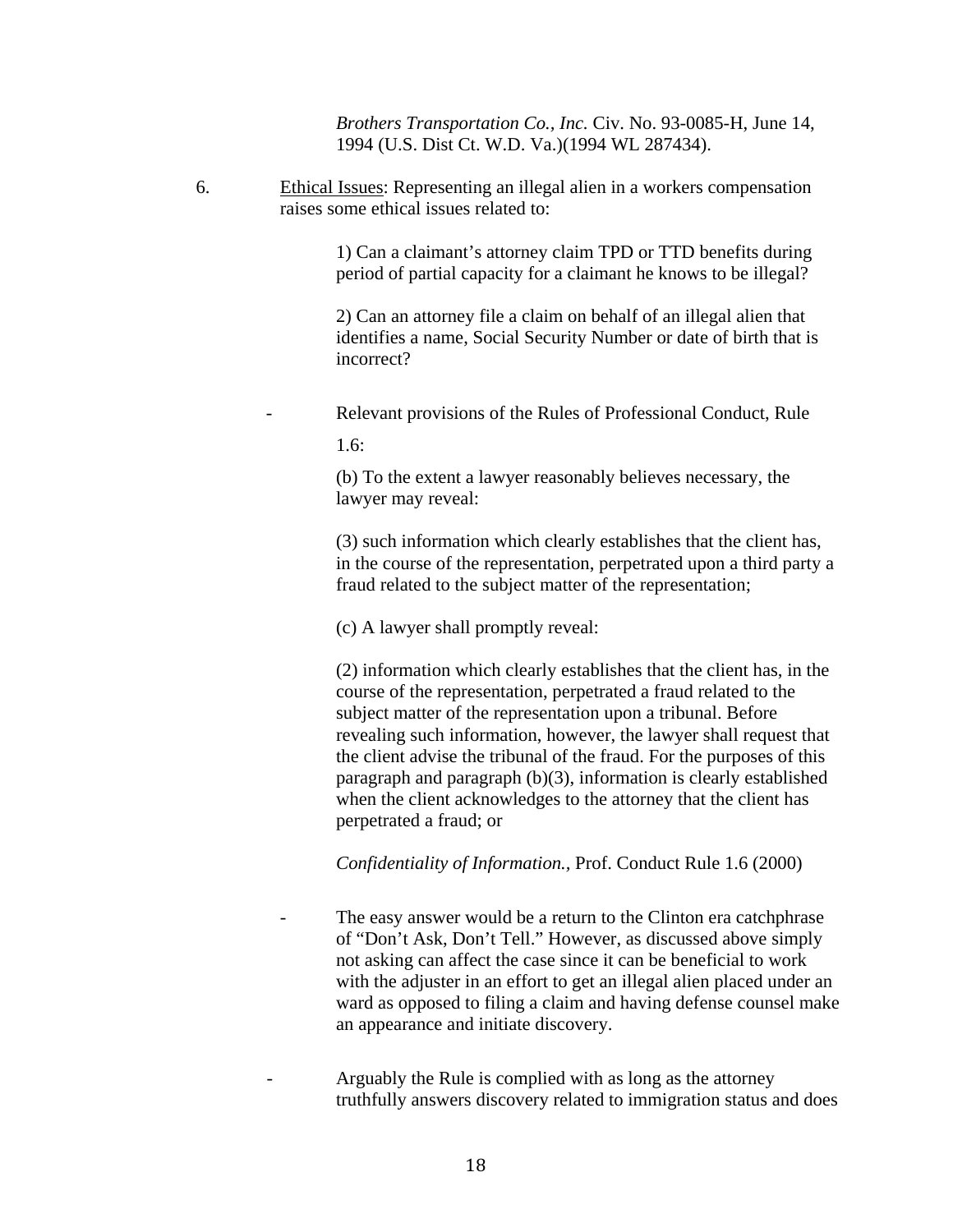*Brothers Transportation Co., Inc.* Civ. No. 93-0085-H, June 14, 1994 (U.S. Dist Ct. W.D. Va.)(1994 WL 287434).

6. Ethical Issues: Representing an illegal alien in a workers compensation raises some ethical issues related to:

   1) Can a claimant's attorney claim TPD or TTD benefits during period of partial capacity for a claimant he knows to be illegal?

   2) Can an attorney file a claim on behalf of an illegal alien that identifies a name, Social Security Number or date of birth that is incorrect?

   - Relevant provisions of the Rules of Professional Conduct, Rule 1.6:

     (b) To the extent a lawyer reasonably believes necessary, the lawyer may reveal:

     (3) such information which clearly establishes that the client has, in the course of the representation, perpetrated upon a third party a fraud related to the subject matter of the representation;

     (c) A lawyer shall promptly reveal:

     (2) information which clearly establishes that the client has, in the course of the representation, perpetrated a fraud related to the subject matter of the representation upon a tribunal. Before revealing such information, however, the lawyer shall request that the client advise the tribunal of the fraud. For the purposes of this paragraph and paragraph (b)(3), information is clearly established when the client acknowledges to the attorney that the client has perpetrated a fraud; or

     *Confidentiality of Information.,* Prof. Conduct Rule 1.6 (2000)

   - The easy answer would be a return to the Clinton era catchphrase of "Don't Ask, Don't Tell." However, as discussed above simply not asking can affect the case since it can be beneficial to work with the adjuster in an effort to get an illegal alien placed under an ward as opposed to filing a claim and having defense counsel make an appearance and initiate discovery.

   - Arguably the Rule is complied with as long as the attorney truthfully answers discovery related to immigration status and does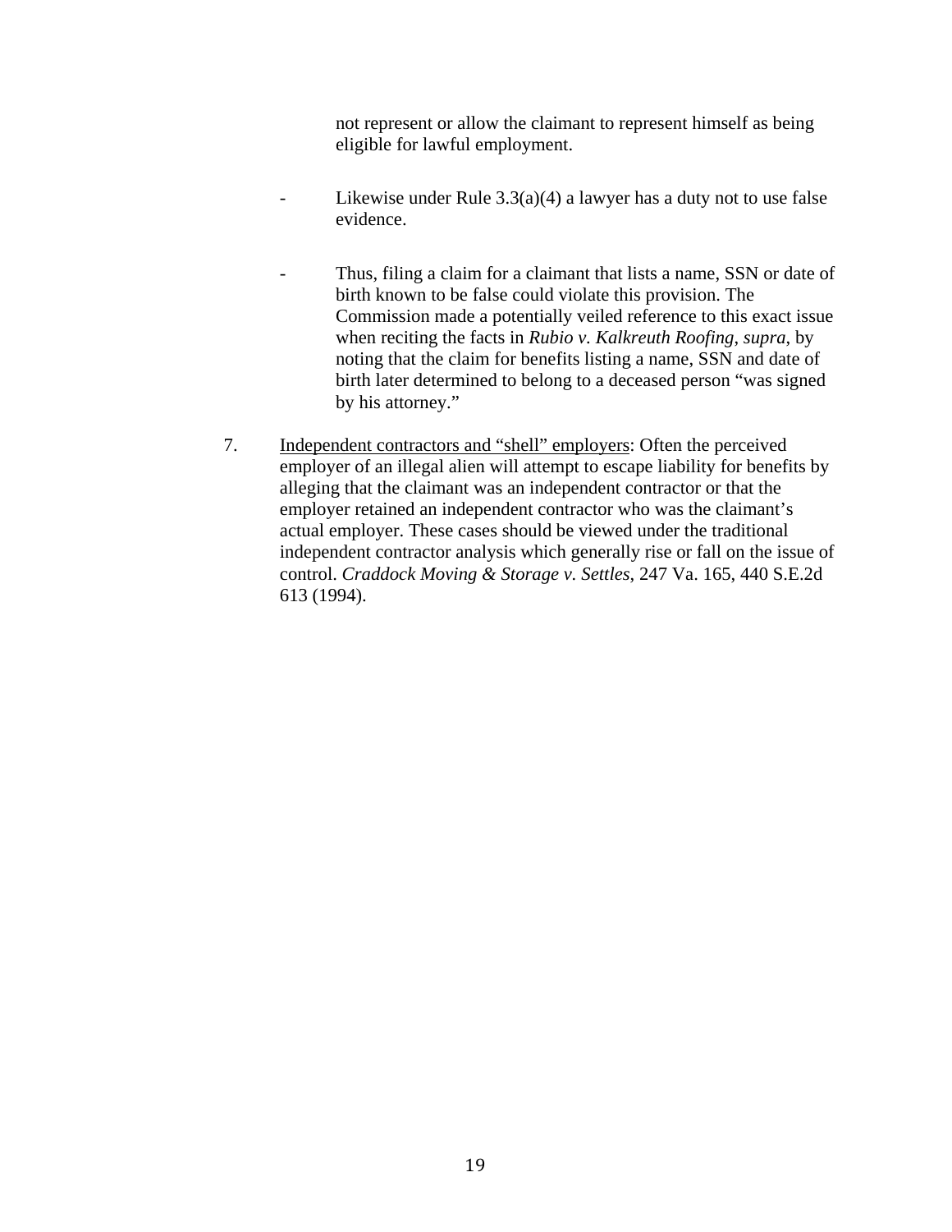not represent or allow the claimant to represent himself as being eligible for lawful employment.

- Likewise under Rule 3.3(a)(4) a lawyer has a duty not to use false evidence.

- Thus, filing a claim for a claimant that lists a name, SSN or date of birth known to be false could violate this provision. The Commission made a potentially veiled reference to this exact issue when reciting the facts in *Rubio v. Kalkreuth Roofing*, *supra*, by noting that the claim for benefits listing a name, SSN and date of birth later determined to belong to a deceased person "was signed by his attorney."

7. <u>Independent contractors and "shell" employers</u>: Often the perceived employer of an illegal alien will attempt to escape liability for benefits by alleging that the claimant was an independent contractor or that the employer retained an independent contractor who was the claimant's actual employer. These cases should be viewed under the traditional independent contractor analysis which generally rise or fall on the issue of control. *Craddock Moving & Storage v. Settles*, 247 Va. 165, 440 S.E.2d 613 (1994).